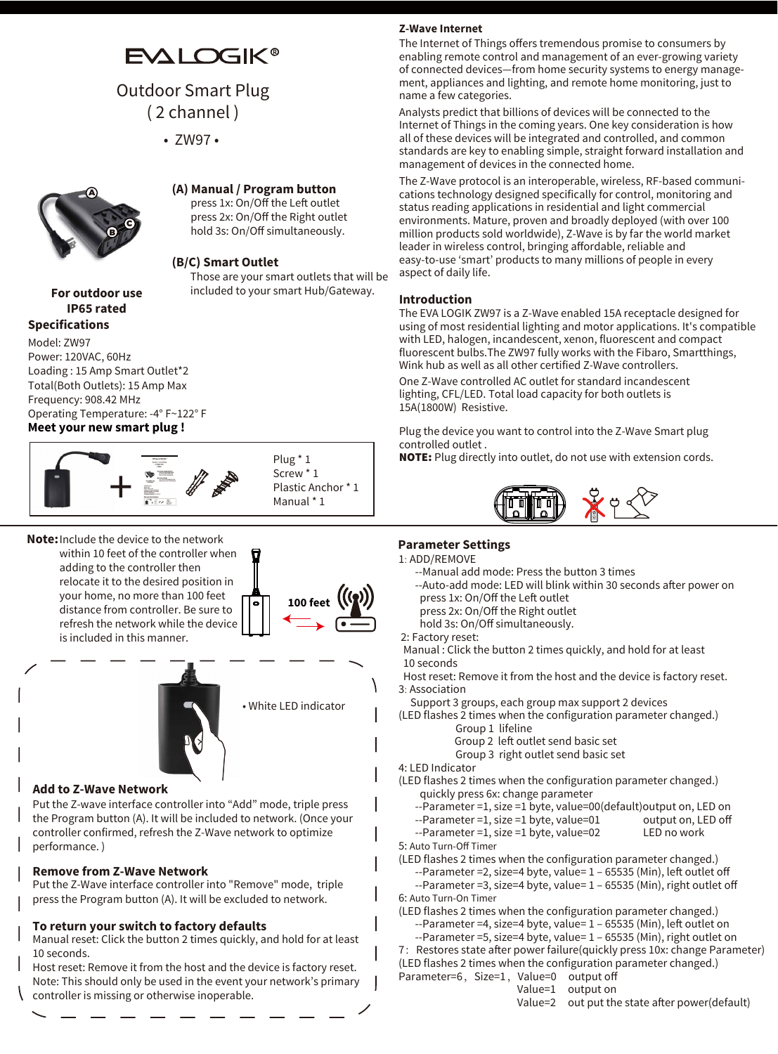# EVA LOGIK®

## Outdoor Smart Plug ( 2 channel )

• ZW97 •

**(A) Manual / Program button**
press 1x: On/Off the Left outlet
press 2x: On/Off the Right outlet
hold 3s: On/Off simultaneously.

**(B/C) Smart Outlet**
Those are your smart outlets that will be included to your smart Hub/Gateway.

**For outdoor use**
**IP65 rated**

### Specifications

Model: ZW97
Power: 120VAC, 60Hz
Loading : 15 Amp Smart Outlet*2
Total(Both Outlets): 15 Amp Max
Frequency: 908.42 MHz
Operating Temperature: -4° F~122° F

### Meet your new smart plug !

Plug * 1
Screw * 1
Plastic Anchor * 1
Manual * 1

## Z-Wave Internet

The Internet of Things offers tremendous promise to consumers by enabling remote control and management of an ever-growing variety of connected devices—from home security systems to energy management, appliances and lighting, and remote home monitoring, just to name a few categories.

Analysts predict that billions of devices will be connected to the Internet of Things in the coming years. One key consideration is how all of these devices will be integrated and controlled, and common standards are key to enabling simple, straight forward installation and management of devices in the connected home.

The Z-Wave protocol is an interoperable, wireless, RF-based communications technology designed specifically for control, monitoring and status reading applications in residential and light commercial environments. Mature, proven and broadly deployed (with over 100 million products sold worldwide), Z-Wave is by far the world market leader in wireless control, bringing affordable, reliable and easy-to-use 'smart' products to many millions of people in every aspect of daily life.

## Introduction

The EVA LOGIK ZW97 is a Z-Wave enabled 15A receptacle designed for using of most residential lighting and motor applications. It's compatible with LED, halogen, incandescent, xenon, fluorescent and compact fluorescent bulbs.The ZW97 fully works with the Fibaro, Smartthings, Wink hub as well as all other certified Z-Wave controllers.

One Z-Wave controlled AC outlet for standard incandescent lighting, CFL/LED. Total load capacity for both outlets is 15A(1800W) Resistive.

Plug the device you want to control into the Z-Wave Smart plug controlled outlet .

**NOTE:** Plug directly into outlet, do not use with extension cords.

**Note:** Include the device to the network within 10 feet of the controller when adding to the controller then relocate it to the desired position in your home, no more than 100 feet distance from controller. Be sure to refresh the network while the device is included in this manner.

100 feet

• White LED indicator

### Add to Z-Wave Network

Put the Z-wave interface controller into "Add" mode, triple press the Program button (A). It will be included to network. (Once your controller confirmed, refresh the Z-Wave network to optimize performance. )

### Remove from Z-Wave Network

Put the Z-Wave interface controller into "Remove" mode, triple press the Program button (A). It will be excluded to network.

### To return your switch to factory defaults

Manual reset: Click the button 2 times quickly, and hold for at least 10 seconds.
Host reset: Remove it from the host and the device is factory reset.
Note: This should only be used in the event your network's primary controller is missing or otherwise inoperable.

## Parameter Settings

1: ADD/REMOVE
--Manual add mode: Press the button 3 times
--Auto-add mode: LED will blink within 30 seconds after power on
press 1x: On/Off the Left outlet
press 2x: On/Off the Right outlet
hold 3s: On/Off simultaneously.

2: Factory reset:
Manual : Click the button 2 times quickly, and hold for at least 10 seconds
Host reset: Remove it from the host and the device is factory reset.

3: Association
Support 3 groups, each group max support 2 devices
(LED flashes 2 times when the configuration parameter changed.)
Group 1 lifeline
Group 2 left outlet send basic set
Group 3 right outlet send basic set

4: LED Indicator
(LED flashes 2 times when the configuration parameter changed.)
quickly press 6x: change parameter
--Parameter =1, size =1 byte, value=00(default)output on, LED on
--Parameter =1, size =1 byte, value=01 output on, LED off
--Parameter =1, size =1 byte, value=02 LED no work

5: Auto Turn-Off Timer
(LED flashes 2 times when the configuration parameter changed.)
--Parameter =2, size=4 byte, value= 1 – 65535 (Min), left outlet off
--Parameter =3, size=4 byte, value= 1 – 65535 (Min), right outlet off

6: Auto Turn-On Timer
(LED flashes 2 times when the configuration parameter changed.)
--Parameter =4, size=4 byte, value= 1 – 65535 (Min), left outlet on
--Parameter =5, size=4 byte, value= 1 – 65535 (Min), right outlet on

7: Restores state after power failure(quickly press 10x: change Parameter)
(LED flashes 2 times when the configuration parameter changed.)
Parameter=6, Size=1, Value=0 output off
Value=1 output on
Value=2 out put the state after power(default)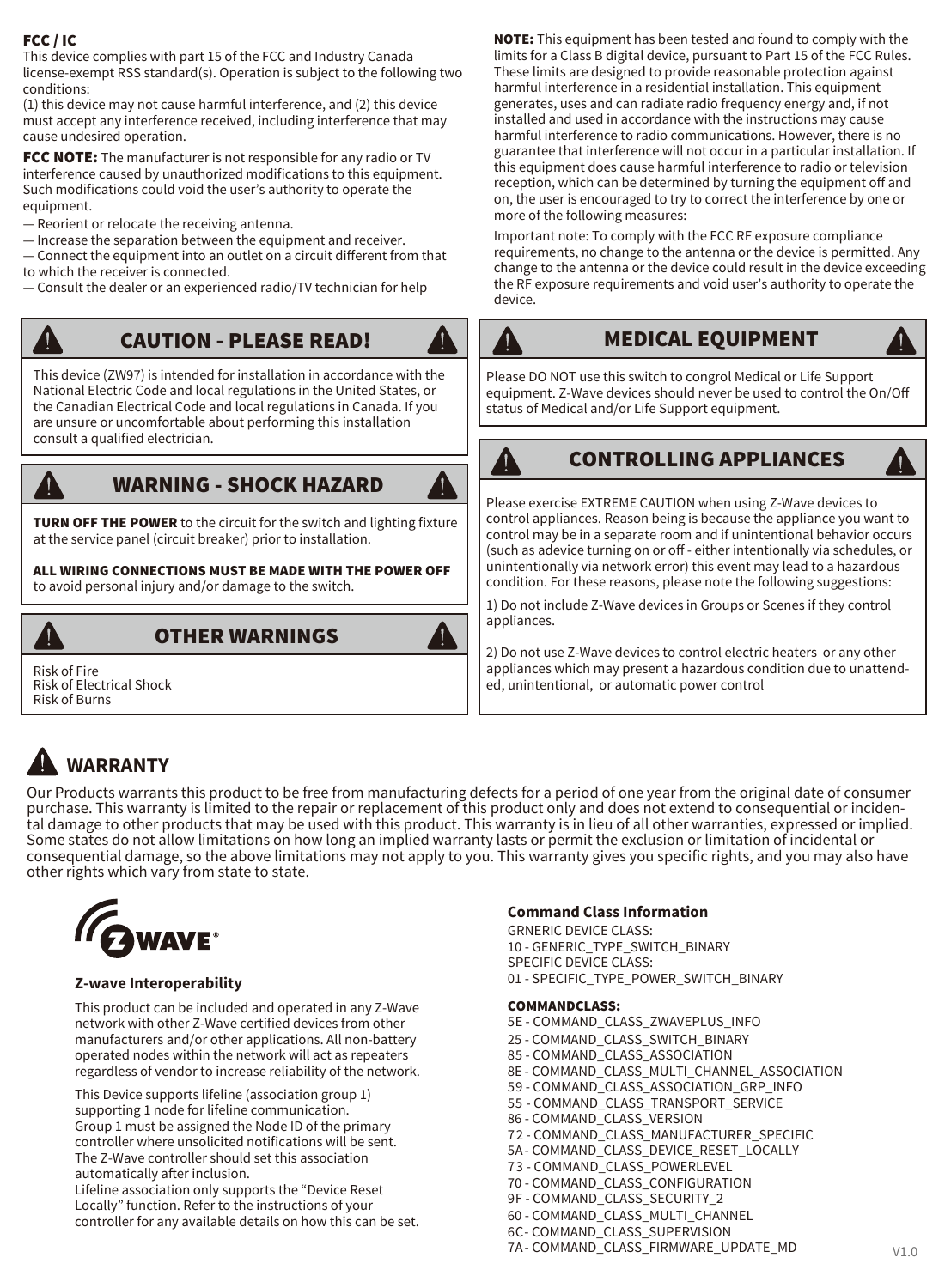**FCC / IC**

This device complies with part 15 of the FCC and Industry Canada license-exempt RSS standard(s). Operation is subject to the following two conditions:

(1) this device may not cause harmful interference, and (2) this device must accept any interference received, including interference that may cause undesired operation.

**FCC NOTE:** The manufacturer is not responsible for any radio or TV interference caused by unauthorized modifications to this equipment. Such modifications could void the user's authority to operate the equipment.

— Reorient or relocate the receiving antenna.
— Increase the separation between the equipment and receiver.
— Connect the equipment into an outlet on a circuit different from that to which the receiver is connected.
— Consult the dealer or an experienced radio/TV technician for help

**NOTE:** This equipment has been tested and found to comply with the limits for a Class B digital device, pursuant to Part 15 of the FCC Rules. These limits are designed to provide reasonable protection against harmful interference in a residential installation. This equipment generates, uses and can radiate radio frequency energy and, if not installed and used in accordance with the instructions may cause harmful interference to radio communications. However, there is no guarantee that interference will not occur in a particular installation. If this equipment does cause harmful interference to radio or television reception, which can be determined by turning the equipment off and on, the user is encouraged to try to correct the interference by one or more of the following measures:

Important note: To comply with the FCC RF exposure compliance requirements, no change to the antenna or the device is permitted. Any change to the antenna or the device could result in the device exceeding the RF exposure requirements and void user's authority to operate the device.

## CAUTION - PLEASE READ!

This device (ZW97) is intended for installation in accordance with the National Electric Code and local regulations in the United States, or the Canadian Electrical Code and local regulations in Canada. If you are unsure or uncomfortable about performing this installation consult a qualified electrician.

## WARNING - SHOCK HAZARD

**TURN OFF THE POWER** to the circuit for the switch and lighting fixture at the service panel (circuit breaker) prior to installation.

**ALL WIRING CONNECTIONS MUST BE MADE WITH THE POWER OFF** to avoid personal injury and/or damage to the switch.

## OTHER WARNINGS

Risk of Fire
Risk of Electrical Shock
Risk of Burns

## MEDICAL EQUIPMENT

Please DO NOT use this switch to congrol Medical or Life Support equipment. Z-Wave devices should never be used to control the On/Off status of Medical and/or Life Support equipment.

## CONTROLLING APPLIANCES

Please exercise EXTREME CAUTION when using Z-Wave devices to control appliances. Reason being is because the appliance you want to control may be in a separate room and if unintentional behavior occurs (such as adevice turning on or off - either intentionally via schedules, or unintentionally via network error) this event may lead to a hazardous condition. For these reasons, please note the following suggestions:

1) Do not include Z-Wave devices in Groups or Scenes if they control appliances.

2) Do not use Z-Wave devices to control electric heaters or any other appliances which may present a hazardous condition due to unattended, unintentional, or automatic power control

## WARRANTY

Our Products warrants this product to be free from manufacturing defects for a period of one year from the original date of consumer purchase. This warranty is limited to the repair or replacement of this product only and does not extend to consequential or incidental damage to other products that may be used with this product. This warranty is in lieu of all other warranties, expressed or implied. Some states do not allow limitations on how long an implied warranty lasts or permit the exclusion or limitation of incidental or consequential damage, so the above limitations may not apply to you. This warranty gives you specific rights, and you may also have other rights which vary from state to state.

Z WAVE®

### Z-wave Interoperability

This product can be included and operated in any Z-Wave network with other Z-Wave certified devices from other manufacturers and/or other applications. All non-battery operated nodes within the network will act as repeaters regardless of vendor to increase reliability of the network.

This Device supports lifeline (association group 1) supporting 1 node for lifeline communication.
Group 1 must be assigned the Node ID of the primary controller where unsolicited notifications will be sent.
The Z-Wave controller should set this association automatically after inclusion.
Lifeline association only supports the "Device Reset Locally" function. Refer to the instructions of your controller for any available details on how this can be set.

### Command Class Information

GRNERIC DEVICE CLASS:
10 - GENERIC_TYPE_SWITCH_BINARY
SPECIFIC DEVICE CLASS:
01 - SPECIFIC_TYPE_POWER_SWITCH_BINARY

**COMMANDCLASS:**

5E - COMMAND_CLASS_ZWAVEPLUS_INFO
25 - COMMAND_CLASS_SWITCH_BINARY
85 - COMMAND_CLASS_ASSOCIATION
8E - COMMAND_CLASS_MULTI_CHANNEL_ASSOCIATION
59 - COMMAND_CLASS_ASSOCIATION_GRP_INFO
55 - COMMAND_CLASS_TRANSPORT_SERVICE
86 - COMMAND_CLASS_VERSION
72 - COMMAND_CLASS_MANUFACTURER_SPECIFIC
5A - COMMAND_CLASS_DEVICE_RESET_LOCALLY
73 - COMMAND_CLASS_POWERLEVEL
70 - COMMAND_CLASS_CONFIGURATION
9F - COMMAND_CLASS_SECURITY_2
60 - COMMAND_CLASS_MULTI_CHANNEL
6C - COMMAND_CLASS_SUPERVISION
7A - COMMAND_CLASS_FIRMWARE_UPDATE_MD

V1.0